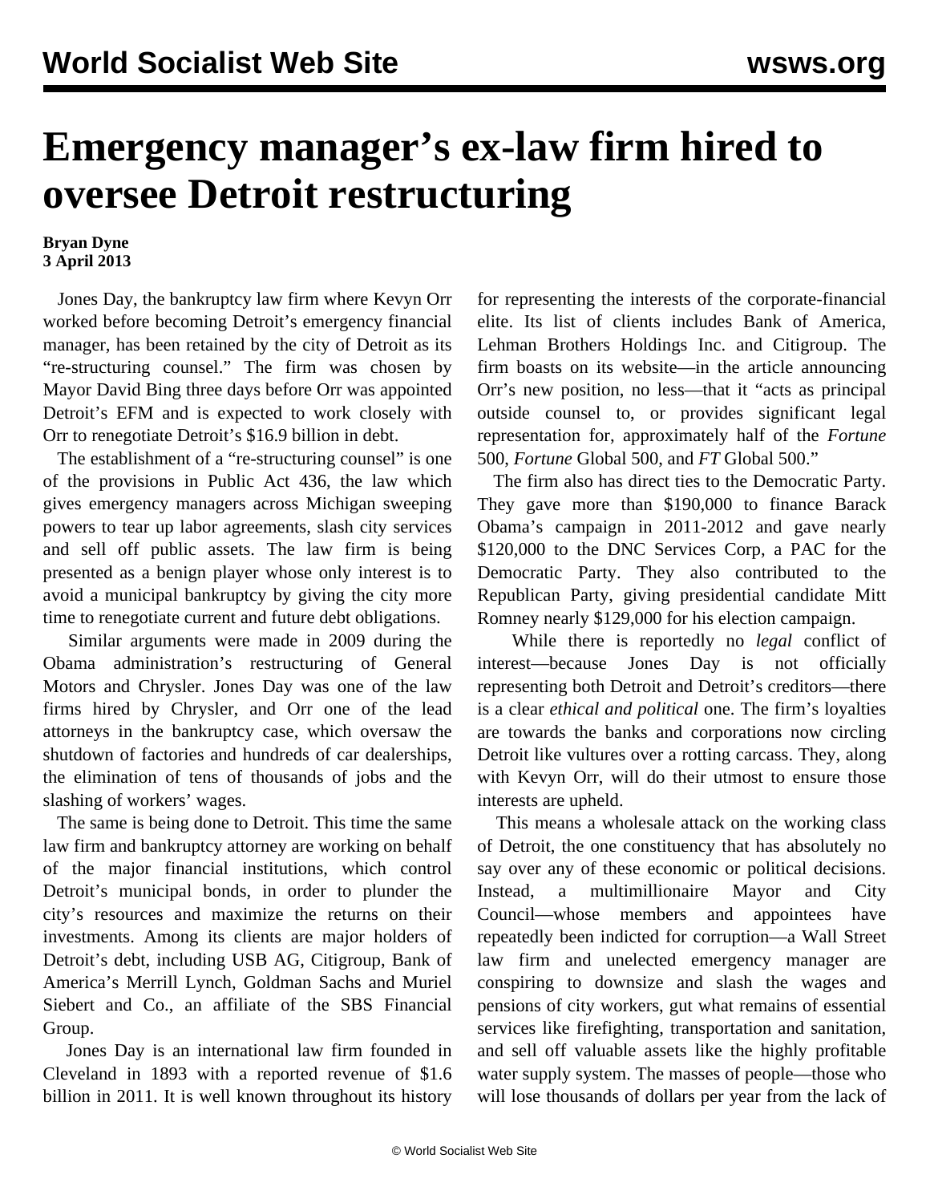# Emergency manager's ex-law firm hired to oversee Detroit restructuring

**Bryan Dyne**
**3 April 2013**

Jones Day, the bankruptcy law firm where Kevyn Orr worked before becoming Detroit's emergency financial manager, has been retained by the city of Detroit as its "re-structuring counsel." The firm was chosen by Mayor David Bing three days before Orr was appointed Detroit's EFM and is expected to work closely with Orr to renegotiate Detroit's $16.9 billion in debt.

The establishment of a "re-structuring counsel" is one of the provisions in Public Act 436, the law which gives emergency managers across Michigan sweeping powers to tear up labor agreements, slash city services and sell off public assets. The law firm is being presented as a benign player whose only interest is to avoid a municipal bankruptcy by giving the city more time to renegotiate current and future debt obligations.

Similar arguments were made in 2009 during the Obama administration's restructuring of General Motors and Chrysler. Jones Day was one of the law firms hired by Chrysler, and Orr one of the lead attorneys in the bankruptcy case, which oversaw the shutdown of factories and hundreds of car dealerships, the elimination of tens of thousands of jobs and the slashing of workers' wages.

The same is being done to Detroit. This time the same law firm and bankruptcy attorney are working on behalf of the major financial institutions, which control Detroit's municipal bonds, in order to plunder the city's resources and maximize the returns on their investments. Among its clients are major holders of Detroit's debt, including USB AG, Citigroup, Bank of America's Merrill Lynch, Goldman Sachs and Muriel Siebert and Co., an affiliate of the SBS Financial Group.

Jones Day is an international law firm founded in Cleveland in 1893 with a reported revenue of $1.6 billion in 2011. It is well known throughout its history for representing the interests of the corporate-financial elite. Its list of clients includes Bank of America, Lehman Brothers Holdings Inc. and Citigroup. The firm boasts on its website—in the article announcing Orr's new position, no less—that it "acts as principal outside counsel to, or provides significant legal representation for, approximately half of the *Fortune* 500, *Fortune* Global 500, and *FT* Global 500."

The firm also has direct ties to the Democratic Party. They gave more than $190,000 to finance Barack Obama's campaign in 2011-2012 and gave nearly $120,000 to the DNC Services Corp, a PAC for the Democratic Party. They also contributed to the Republican Party, giving presidential candidate Mitt Romney nearly $129,000 for his election campaign.

While there is reportedly no *legal* conflict of interest—because Jones Day is not officially representing both Detroit and Detroit's creditors—there is a clear *ethical and political* one. The firm's loyalties are towards the banks and corporations now circling Detroit like vultures over a rotting carcass. They, along with Kevyn Orr, will do their utmost to ensure those interests are upheld.

This means a wholesale attack on the working class of Detroit, the one constituency that has absolutely no say over any of these economic or political decisions. Instead, a multimillionaire Mayor and City Council—whose members and appointees have repeatedly been indicted for corruption—a Wall Street law firm and unelected emergency manager are conspiring to downsize and slash the wages and pensions of city workers, gut what remains of essential services like firefighting, transportation and sanitation, and sell off valuable assets like the highly profitable water supply system. The masses of people—those who will lose thousands of dollars per year from the lack of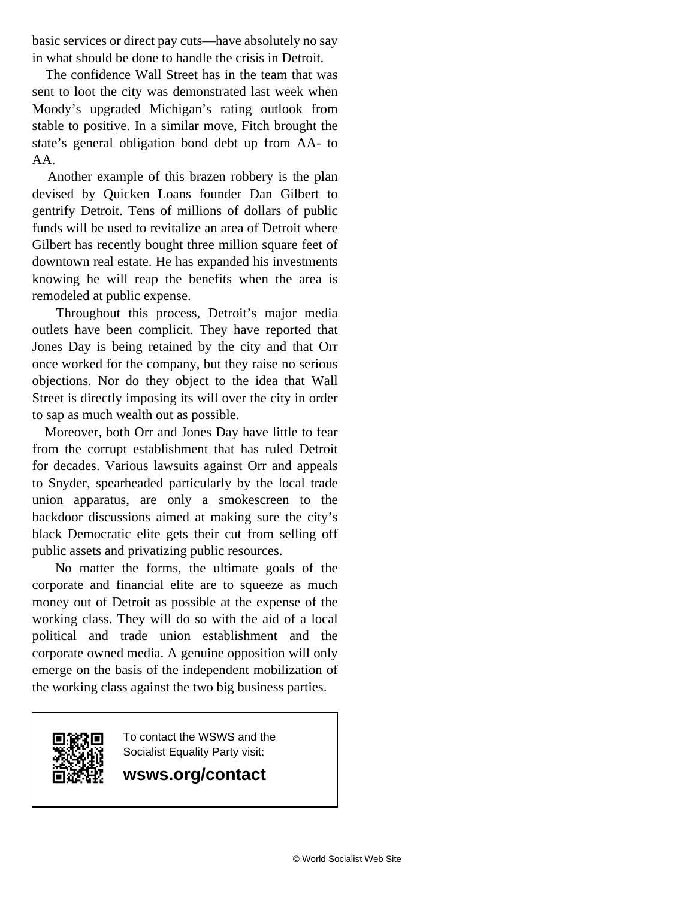basic services or direct pay cuts—have absolutely no say in what should be done to handle the crisis in Detroit.

The confidence Wall Street has in the team that was sent to loot the city was demonstrated last week when Moody's upgraded Michigan's rating outlook from stable to positive. In a similar move, Fitch brought the state's general obligation bond debt up from AA- to AA.

Another example of this brazen robbery is the plan devised by Quicken Loans founder Dan Gilbert to gentrify Detroit. Tens of millions of dollars of public funds will be used to revitalize an area of Detroit where Gilbert has recently bought three million square feet of downtown real estate. He has expanded his investments knowing he will reap the benefits when the area is remodeled at public expense.

Throughout this process, Detroit's major media outlets have been complicit. They have reported that Jones Day is being retained by the city and that Orr once worked for the company, but they raise no serious objections. Nor do they object to the idea that Wall Street is directly imposing its will over the city in order to sap as much wealth out as possible.

Moreover, both Orr and Jones Day have little to fear from the corrupt establishment that has ruled Detroit for decades. Various lawsuits against Orr and appeals to Snyder, spearheaded particularly by the local trade union apparatus, are only a smokescreen to the backdoor discussions aimed at making sure the city's black Democratic elite gets their cut from selling off public assets and privatizing public resources.

No matter the forms, the ultimate goals of the corporate and financial elite are to squeeze as much money out of Detroit as possible at the expense of the working class. They will do so with the aid of a local political and trade union establishment and the corporate owned media. A genuine opposition will only emerge on the basis of the independent mobilization of the working class against the two big business parties.

To contact the WSWS and the Socialist Equality Party visit:

**wsws.org/contact**